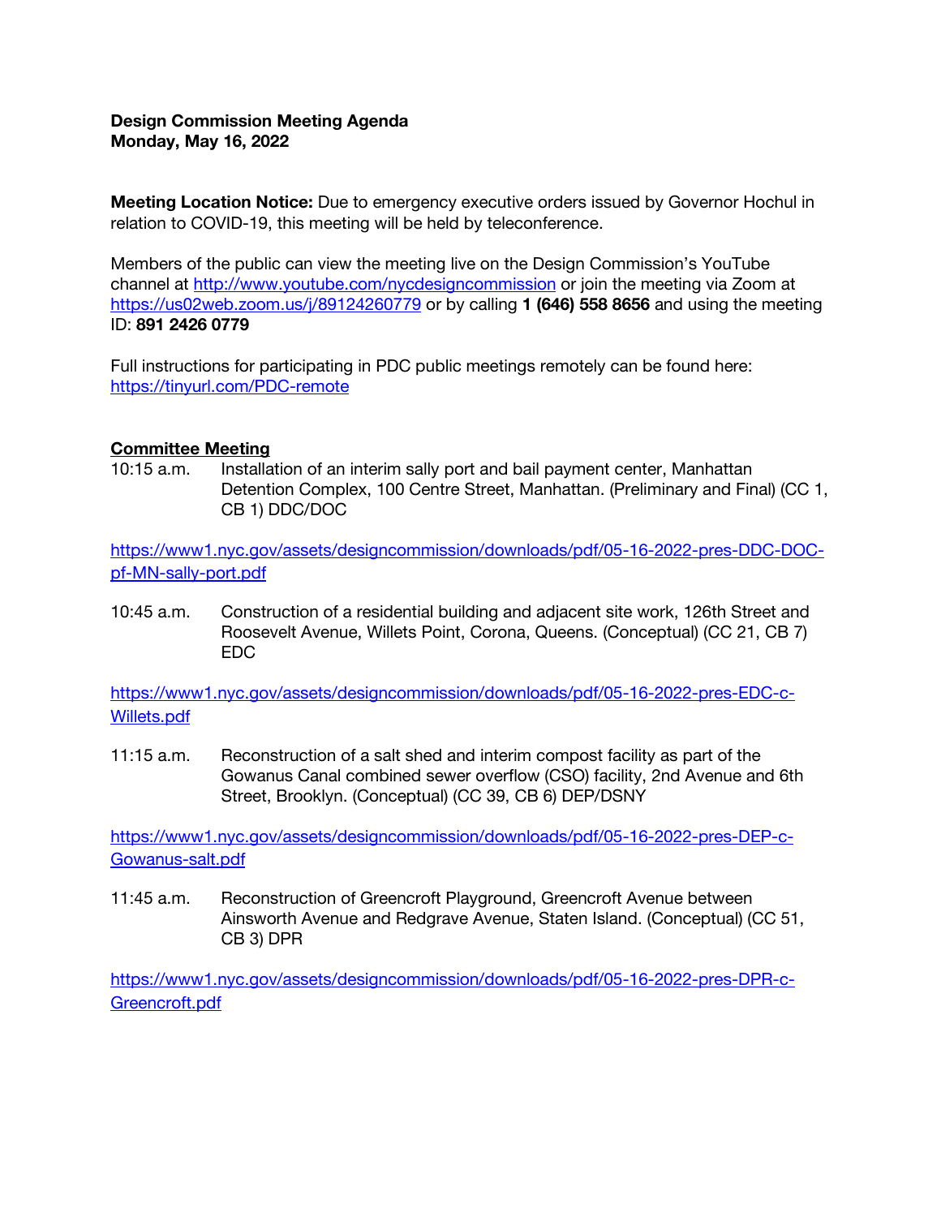**Design Commission Meeting Agenda**
**Monday, May 16, 2022**

**Meeting Location Notice:** Due to emergency executive orders issued by Governor Hochul in relation to COVID-19, this meeting will be held by teleconference.

Members of the public can view the meeting live on the Design Commission's YouTube channel at [http://www.youtube.com/nycdesigncommission](http://www.youtube.com/nycdesigncommission) or join the meeting via Zoom at [https://us02web.zoom.us/j/89124260779](https://us02web.zoom.us/j/89124260779) or by calling **1 (646) 558 8656** and using the meeting ID: **891 2426 0779**

Full instructions for participating in PDC public meetings remotely can be found here: [https://tinyurl.com/PDC-remote](https://tinyurl.com/PDC-remote)

**Committee Meeting**

10:15 a.m. Installation of an interim sally port and bail payment center, Manhattan Detention Complex, 100 Centre Street, Manhattan. (Preliminary and Final) (CC 1, CB 1) DDC/DOC

[https://www1.nyc.gov/assets/designcommission/downloads/pdf/05-16-2022-pres-DDC-DOC-pf-MN-sally-port.pdf](https://www1.nyc.gov/assets/designcommission/downloads/pdf/05-16-2022-pres-DDC-DOC-pf-MN-sally-port.pdf)

10:45 a.m. Construction of a residential building and adjacent site work, 126th Street and Roosevelt Avenue, Willets Point, Corona, Queens. (Conceptual) (CC 21, CB 7) EDC

[https://www1.nyc.gov/assets/designcommission/downloads/pdf/05-16-2022-pres-EDC-c-Willets.pdf](https://www1.nyc.gov/assets/designcommission/downloads/pdf/05-16-2022-pres-EDC-c-Willets.pdf)

11:15 a.m. Reconstruction of a salt shed and interim compost facility as part of the Gowanus Canal combined sewer overflow (CSO) facility, 2nd Avenue and 6th Street, Brooklyn. (Conceptual) (CC 39, CB 6) DEP/DSNY

[https://www1.nyc.gov/assets/designcommission/downloads/pdf/05-16-2022-pres-DEP-c-Gowanus-salt.pdf](https://www1.nyc.gov/assets/designcommission/downloads/pdf/05-16-2022-pres-DEP-c-Gowanus-salt.pdf)

11:45 a.m. Reconstruction of Greencroft Playground, Greencroft Avenue between Ainsworth Avenue and Redgrave Avenue, Staten Island. (Conceptual) (CC 51, CB 3) DPR

[https://www1.nyc.gov/assets/designcommission/downloads/pdf/05-16-2022-pres-DPR-c-Greencroft.pdf](https://www1.nyc.gov/assets/designcommission/downloads/pdf/05-16-2022-pres-DPR-c-Greencroft.pdf)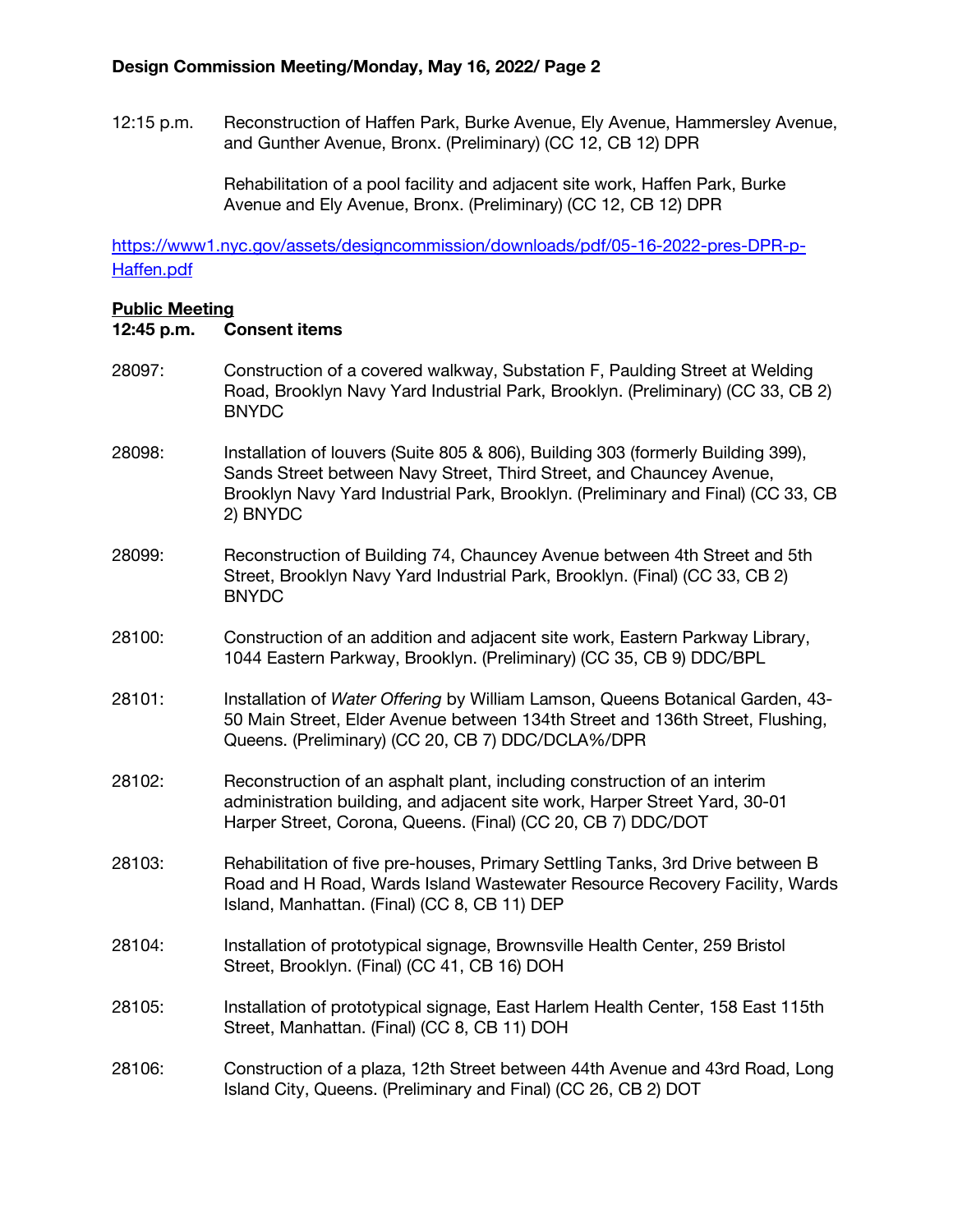12:15 p.m. Reconstruction of Haffen Park, Burke Avenue, Ely Avenue, Hammersley Avenue, and Gunther Avenue, Bronx. (Preliminary) (CC 12, CB 12) DPR

Rehabilitation of a pool facility and adjacent site work, Haffen Park, Burke Avenue and Ely Avenue, Bronx. (Preliminary) (CC 12, CB 12) DPR

[https://www1.nyc.gov/assets/designcommission/downloads/pdf/05-16-2022-pres-DPR-p-Haffen.pdf](https://www1.nyc.gov/assets/designcommission/downloads/pdf/05-16-2022-pres-DPR-p-Haffen.pdf)

**Public Meeting**

**12:45 p.m. Consent items**

28097: Construction of a covered walkway, Substation F, Paulding Street at Welding Road, Brooklyn Navy Yard Industrial Park, Brooklyn. (Preliminary) (CC 33, CB 2) BNYDC

28098: Installation of louvers (Suite 805 & 806), Building 303 (formerly Building 399), Sands Street between Navy Street, Third Street, and Chauncey Avenue, Brooklyn Navy Yard Industrial Park, Brooklyn. (Preliminary and Final) (CC 33, CB 2) BNYDC

28099: Reconstruction of Building 74, Chauncey Avenue between 4th Street and 5th Street, Brooklyn Navy Yard Industrial Park, Brooklyn. (Final) (CC 33, CB 2) BNYDC

28100: Construction of an addition and adjacent site work, Eastern Parkway Library, 1044 Eastern Parkway, Brooklyn. (Preliminary) (CC 35, CB 9) DDC/BPL

28101: Installation of *Water Offering* by William Lamson, Queens Botanical Garden, 43-50 Main Street, Elder Avenue between 134th Street and 136th Street, Flushing, Queens. (Preliminary) (CC 20, CB 7) DDC/DCLA%/DPR

28102: Reconstruction of an asphalt plant, including construction of an interim administration building, and adjacent site work, Harper Street Yard, 30-01 Harper Street, Corona, Queens. (Final) (CC 20, CB 7) DDC/DOT

28103: Rehabilitation of five pre-houses, Primary Settling Tanks, 3rd Drive between B Road and H Road, Wards Island Wastewater Resource Recovery Facility, Wards Island, Manhattan. (Final) (CC 8, CB 11) DEP

28104: Installation of prototypical signage, Brownsville Health Center, 259 Bristol Street, Brooklyn. (Final) (CC 41, CB 16) DOH

28105: Installation of prototypical signage, East Harlem Health Center, 158 East 115th Street, Manhattan. (Final) (CC 8, CB 11) DOH

28106: Construction of a plaza, 12th Street between 44th Avenue and 43rd Road, Long Island City, Queens. (Preliminary and Final) (CC 26, CB 2) DOT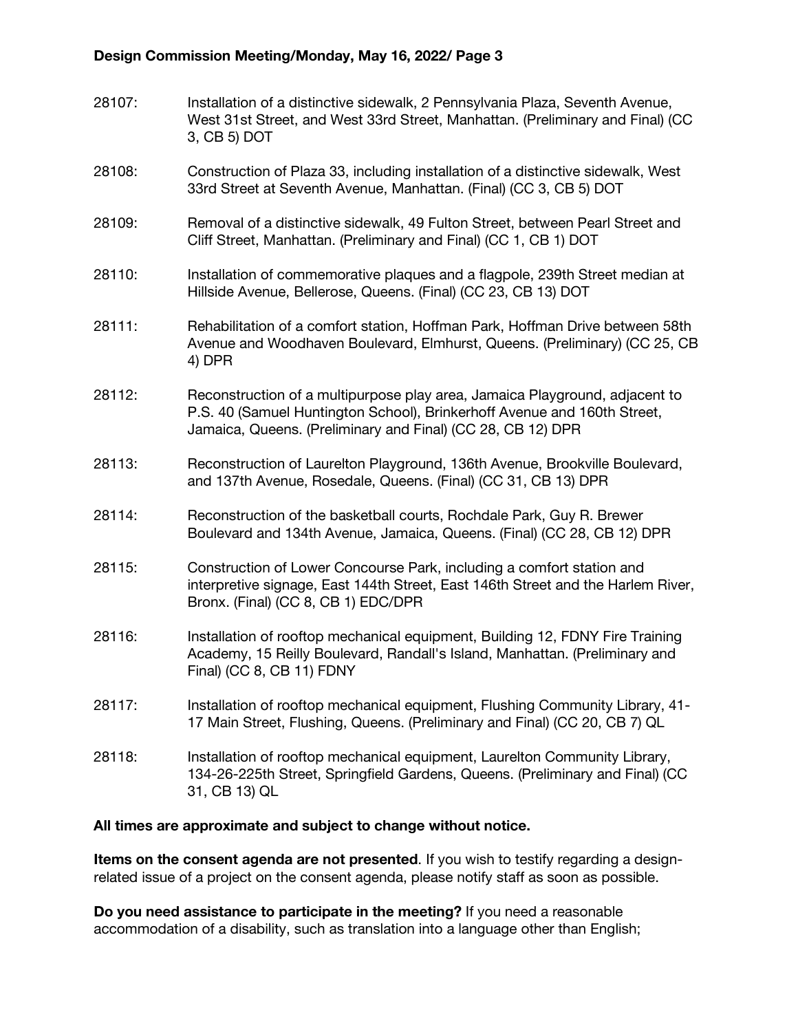28107: Installation of a distinctive sidewalk, 2 Pennsylvania Plaza, Seventh Avenue, West 31st Street, and West 33rd Street, Manhattan. (Preliminary and Final) (CC 3, CB 5) DOT

28108: Construction of Plaza 33, including installation of a distinctive sidewalk, West 33rd Street at Seventh Avenue, Manhattan. (Final) (CC 3, CB 5) DOT

28109: Removal of a distinctive sidewalk, 49 Fulton Street, between Pearl Street and Cliff Street, Manhattan. (Preliminary and Final) (CC 1, CB 1) DOT

28110: Installation of commemorative plaques and a flagpole, 239th Street median at Hillside Avenue, Bellerose, Queens. (Final) (CC 23, CB 13) DOT

28111: Rehabilitation of a comfort station, Hoffman Park, Hoffman Drive between 58th Avenue and Woodhaven Boulevard, Elmhurst, Queens. (Preliminary) (CC 25, CB 4) DPR

28112: Reconstruction of a multipurpose play area, Jamaica Playground, adjacent to P.S. 40 (Samuel Huntington School), Brinkerhoff Avenue and 160th Street, Jamaica, Queens. (Preliminary and Final) (CC 28, CB 12) DPR

28113: Reconstruction of Laurelton Playground, 136th Avenue, Brookville Boulevard, and 137th Avenue, Rosedale, Queens. (Final) (CC 31, CB 13) DPR

28114: Reconstruction of the basketball courts, Rochdale Park, Guy R. Brewer Boulevard and 134th Avenue, Jamaica, Queens. (Final) (CC 28, CB 12) DPR

28115: Construction of Lower Concourse Park, including a comfort station and interpretive signage, East 144th Street, East 146th Street and the Harlem River, Bronx. (Final) (CC 8, CB 1) EDC/DPR

28116: Installation of rooftop mechanical equipment, Building 12, FDNY Fire Training Academy, 15 Reilly Boulevard, Randall's Island, Manhattan. (Preliminary and Final) (CC 8, CB 11) FDNY

28117: Installation of rooftop mechanical equipment, Flushing Community Library, 41-17 Main Street, Flushing, Queens. (Preliminary and Final) (CC 20, CB 7) QL

28118: Installation of rooftop mechanical equipment, Laurelton Community Library, 134-26-225th Street, Springfield Gardens, Queens. (Preliminary and Final) (CC 31, CB 13) QL

**All times are approximate and subject to change without notice.**

**Items on the consent agenda are not presented**. If you wish to testify regarding a design-related issue of a project on the consent agenda, please notify staff as soon as possible.

**Do you need assistance to participate in the meeting?** If you need a reasonable accommodation of a disability, such as translation into a language other than English;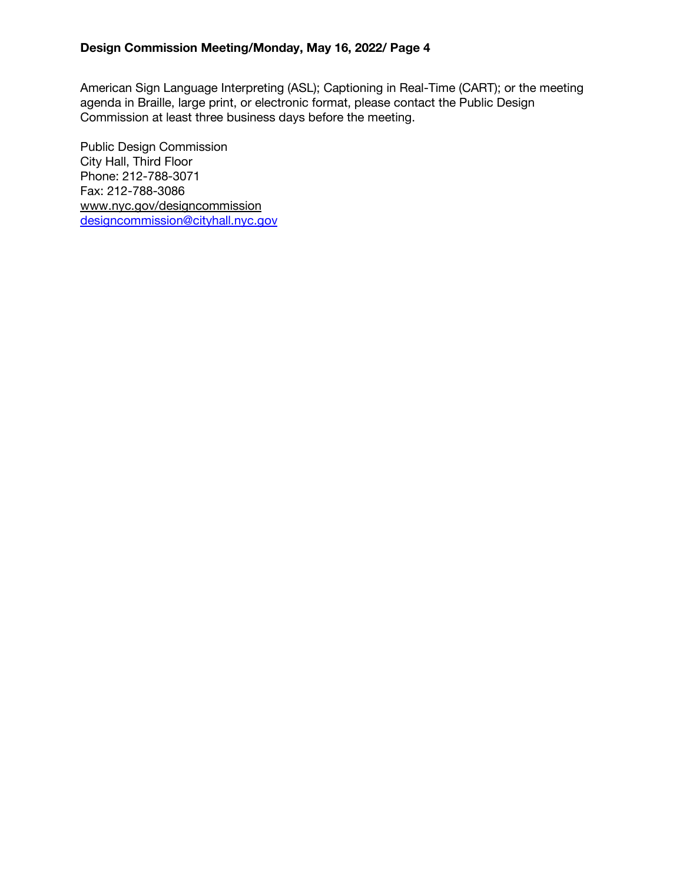American Sign Language Interpreting (ASL); Captioning in Real-Time (CART); or the meeting agenda in Braille, large print, or electronic format, please contact the Public Design Commission at least three business days before the meeting.

Public Design Commission
City Hall, Third Floor
Phone: 212-788-3071
Fax: 212-788-3086
www.nyc.gov/designcommission
designcommission@cityhall.nyc.gov